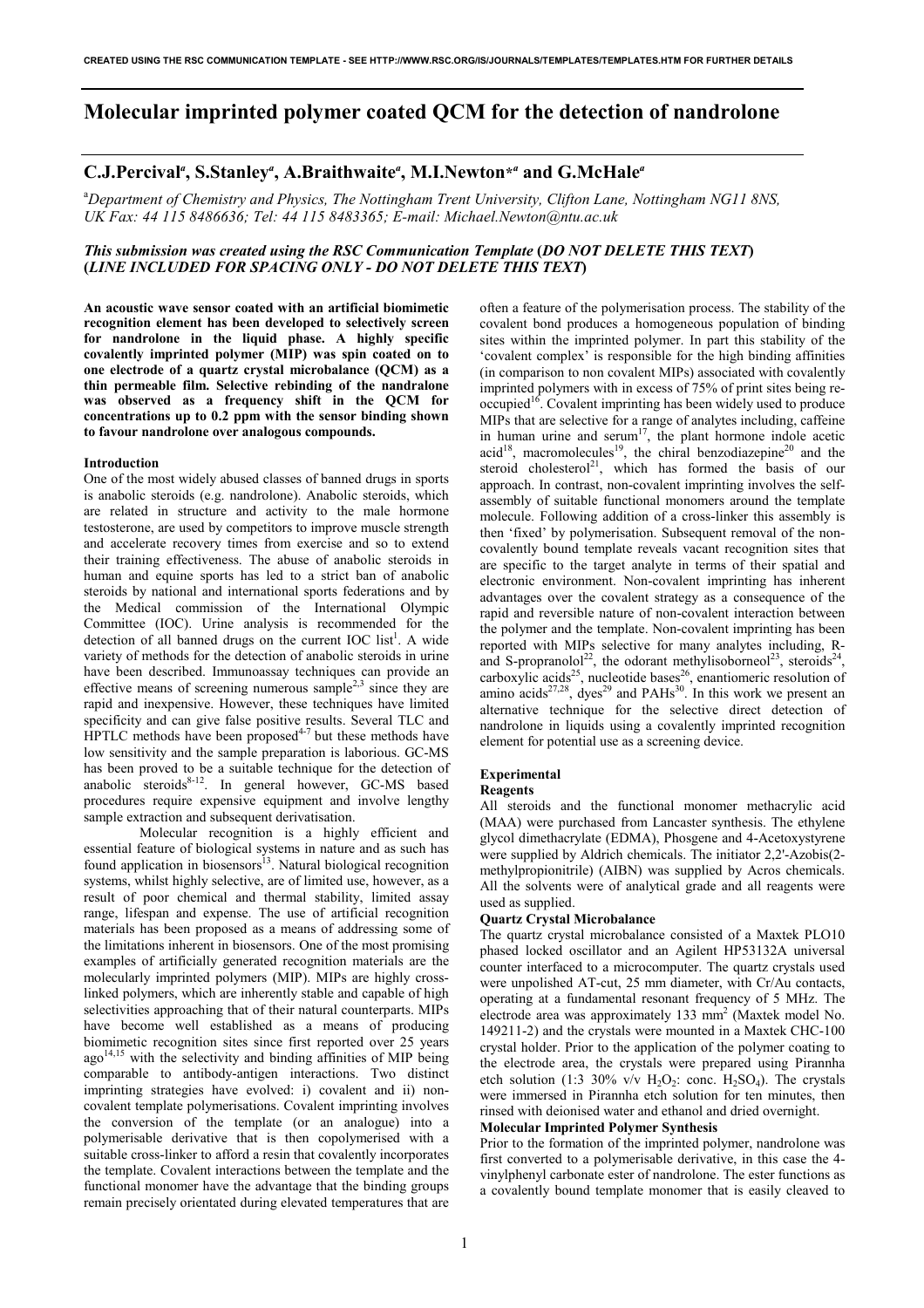# Molecular imprinted polymer coated QCM for the detection of nandrolone

## C.J.Percival[a], S.Stanley[a], A.Braithwaite[a], M.I.Newton*[a] and G.McHale[a]

[a]*Department of Chemistry and Physics, The Nottingham Trent University, Clifton Lane, Nottingham NG11 8NS, UK Fax: 44 115 8486636; Tel: 44 115 8483365; E-mail: Michael.Newton@ntu.ac.uk*

***This submission was created using the RSC Communication Template* (*DO NOT DELETE THIS TEXT*) (*LINE INCLUDED FOR SPACING ONLY - DO NOT DELETE THIS TEXT*)**

**An acoustic wave sensor coated with an artificial biomimetic recognition element has been developed to selectively screen for nandrolone in the liquid phase. A highly specific covalently imprinted polymer (MIP) was spin coated on to one electrode of a quartz crystal microbalance (QCM) as a thin permeable film. Selective rebinding of the nandralone was observed as a frequency shift in the QCM for concentrations up to 0.2 ppm with the sensor binding shown to favour nandrolone over analogous compounds.**

#### Introduction

One of the most widely abused classes of banned drugs in sports is anabolic steroids (e.g. nandrolone). Anabolic steroids, which are related in structure and activity to the male hormone testosterone, are used by competitors to improve muscle strength and accelerate recovery times from exercise and so to extend their training effectiveness. The abuse of anabolic steroids in human and equine sports has led to a strict ban of anabolic steroids by national and international sports federations and by the Medical commission of the International Olympic Committee (IOC). Urine analysis is recommended for the detection of all banned drugs on the current IOC list[1]. A wide variety of methods for the detection of anabolic steroids in urine have been described. Immunoassay techniques can provide an effective means of screening numerous sample[2,3] since they are rapid and inexpensive. However, these techniques have limited specificity and can give false positive results. Several TLC and HPTLC methods have been proposed[4-7] but these methods have low sensitivity and the sample preparation is laborious. GC-MS has been proved to be a suitable technique for the detection of anabolic steroids[8-12]. In general however, GC-MS based procedures require expensive equipment and involve lengthy sample extraction and subsequent derivatisation.

Molecular recognition is a highly efficient and essential feature of biological systems in nature and as such has found application in biosensors[13]. Natural biological recognition systems, whilst highly selective, are of limited use, however, as a result of poor chemical and thermal stability, limited assay range, lifespan and expense. The use of artificial recognition materials has been proposed as a means of addressing some of the limitations inherent in biosensors. One of the most promising examples of artificially generated recognition materials are the molecularly imprinted polymers (MIP). MIPs are highly cross-linked polymers, which are inherently stable and capable of high selectivities approaching that of their natural counterparts. MIPs have become well established as a means of producing biomimetic recognition sites since first reported over 25 years ago[14,15] with the selectivity and binding affinities of MIP being comparable to antibody-antigen interactions. Two distinct imprinting strategies have evolved: i) covalent and ii) non-covalent template polymerisations. Covalent imprinting involves the conversion of the template (or an analogue) into a polymerisable derivative that is then copolymerised with a suitable cross-linker to afford a resin that covalently incorporates the template. Covalent interactions between the template and the functional monomer have the advantage that the binding groups remain precisely orientated during elevated temperatures that are often a feature of the polymerisation process. The stability of the covalent bond produces a homogeneous population of binding sites within the imprinted polymer. In part this stability of the 'covalent complex' is responsible for the high binding affinities (in comparison to non covalent MIPs) associated with covalently imprinted polymers with in excess of 75% of print sites being re-occupied[16]. Covalent imprinting has been widely used to produce MIPs that are selective for a range of analytes including, caffeine in human urine and serum[17], the plant hormone indole acetic acid[18], macromolecules[19], the chiral benzodiazepine[20] and the steroid cholesterol[21], which has formed the basis of our approach. In contrast, non-covalent imprinting involves the self-assembly of suitable functional monomers around the template molecule. Following addition of a cross-linker this assembly is then 'fixed' by polymerisation. Subsequent removal of the non-covalently bound template reveals vacant recognition sites that are specific to the target analyte in terms of their spatial and electronic environment. Non-covalent imprinting has inherent advantages over the covalent strategy as a consequence of the rapid and reversible nature of non-covalent interaction between the polymer and the template. Non-covalent imprinting has been reported with MIPs selective for many analytes including, R- and S-propranolol[22], the odorant methylisoborneol[23], steroids[24], carboxylic acids[25], nucleotide bases[26], enantiomeric resolution of amino acids[27,28], dyes[29] and PAHs[30]. In this work we present an alternative technique for the selective direct detection of nandrolone in liquids using a covalently imprinted recognition element for potential use as a screening device.

#### Experimental

**Reagents**

All steroids and the functional monomer methacrylic acid (MAA) were purchased from Lancaster synthesis. The ethylene glycol dimethacrylate (EDMA), Phosgene and 4-Acetoxystyrene were supplied by Aldrich chemicals. The initiator 2,2'-Azobis(2-methylpropionitrile) (AIBN) was supplied by Acros chemicals. All the solvents were of analytical grade and all reagents were used as supplied.

**Quartz Crystal Microbalance**

The quartz crystal microbalance consisted of a Maxtek PLO10 phased locked oscillator and an Agilent HP53132A universal counter interfaced to a microcomputer. The quartz crystals used were unpolished AT-cut, 25 mm diameter, with Cr/Au contacts, operating at a fundamental resonant frequency of 5 MHz. The electrode area was approximately 133 $mm^2$ (Maxtek model No. 149211-2) and the crystals were mounted in a Maxtek CHC-100 crystal holder. Prior to the application of the polymer coating to the electrode area, the crystals were prepared using Pirannha etch solution (1:3 30% v/v $H_2O_2$: conc. $H_2SO_4$). The crystals were immersed in Pirannha etch solution for ten minutes, then rinsed with deionised water and ethanol and dried overnight.

**Molecular Imprinted Polymer Synthesis**

Prior to the formation of the imprinted polymer, nandrolone was first converted to a polymerisable derivative, in this case the 4-vinylphenyl carbonate ester of nandrolone. The ester functions as a covalently bound template monomer that is easily cleaved to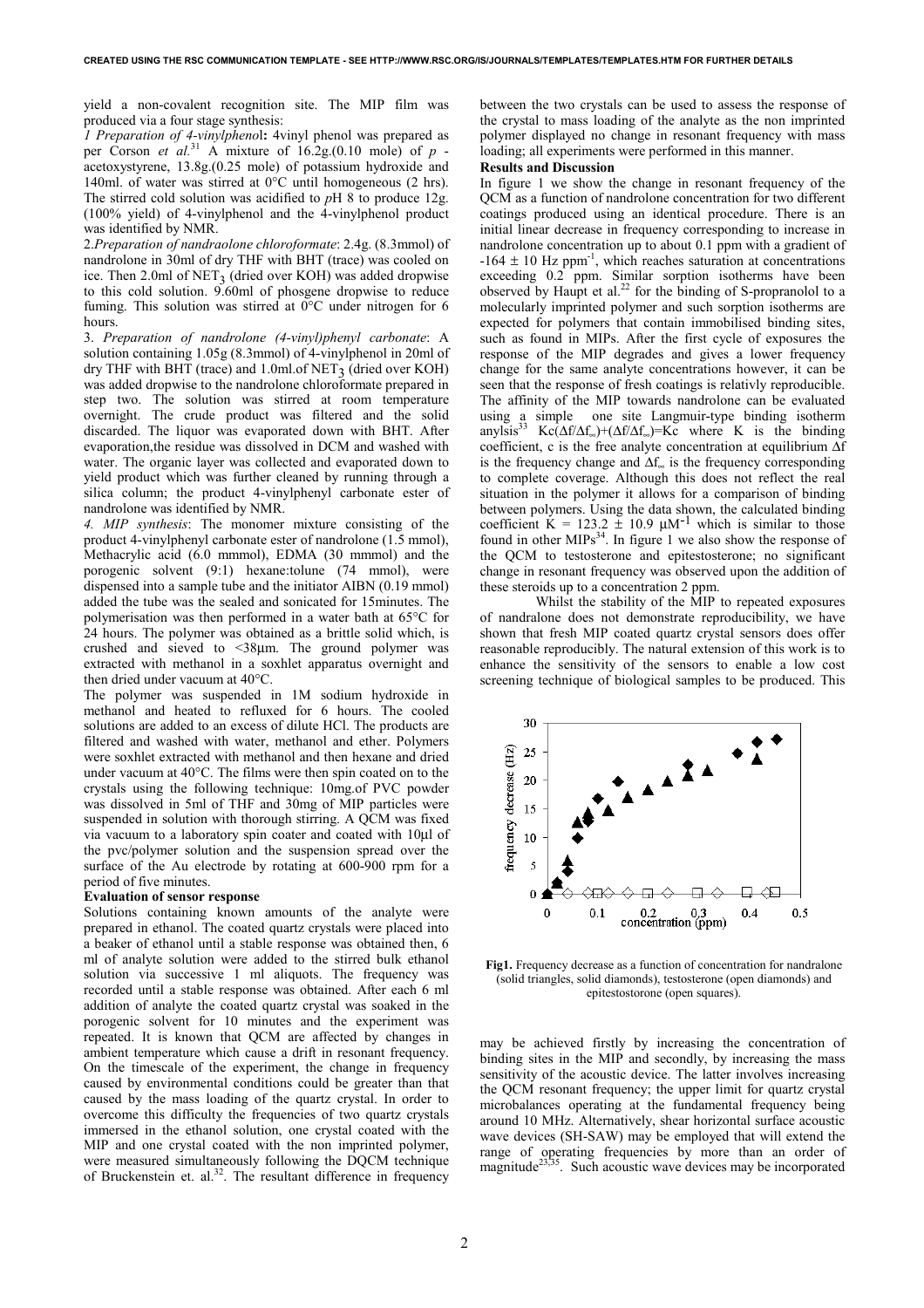yield a non-covalent recognition site. The MIP film was produced via a four stage synthesis:

*1 Preparation of 4-vinylphenol*: 4vinyl phenol was prepared as per Corson *et al.*[31] A mixture of 16.2g.(0.10 mole) of *p* -acetoxystyrene, 13.8g.(0.25 mole) of potassium hydroxide and 140ml. of water was stirred at 0°C until homogeneous (2 hrs). The stirred cold solution was acidified to *p*H 8 to produce 12g. (100% yield) of 4-vinylphenol and the 4-vinylphenol product was identified by NMR.

2.*Preparation of nandraolone chloroformate*: 2.4g. (8.3mmol) of nandrolone in 30ml of dry THF with BHT (trace) was cooled on ice. Then 2.0ml of $NET_3$ (dried over KOH) was added dropwise to this cold solution. 9.60ml of phosgene dropwise to reduce fuming. This solution was stirred at 0°C under nitrogen for 6 hours.

3. *Preparation of nandrolone (4-vinyl)phenyl carbonate*: A solution containing 1.05g (8.3mmol) of 4-vinylphenol in 20ml of dry THF with BHT (trace) and 1.0ml.of $NET_3$ (dried over KOH) was added dropwise to the nandrolone chloroformate prepared in step two. The solution was stirred at room temperature overnight. The crude product was filtered and the solid discarded. The liquor was evaporated down with BHT. After evaporation,the residue was dissolved in DCM and washed with water. The organic layer was collected and evaporated down to yield product which was further cleaned by running through a silica column; the product 4-vinylphenyl carbonate ester of nandrolone was identified by NMR.

*4. MIP synthesis*: The monomer mixture consisting of the product 4-vinylphenyl carbonate ester of nandrolone (1.5 mmol), Methacrylic acid (6.0 mmmol), EDMA (30 mmmol) and the porogenic solvent (9:1) hexane:tolune (74 mmol), were dispensed into a sample tube and the initiator AIBN (0.19 mmol) added the tube was the sealed and sonicated for 15minutes. The polymerisation was then performed in a water bath at 65°C for 24 hours. The polymer was obtained as a brittle solid which, is crushed and sieved to <38µm. The ground polymer was extracted with methanol in a soxhlet apparatus overnight and then dried under vacuum at 40°C.

The polymer was suspended in 1M sodium hydroxide in methanol and heated to refluxed for 6 hours. The cooled solutions are added to an excess of dilute HCl. The products are filtered and washed with water, methanol and ether. Polymers were soxhlet extracted with methanol and then hexane and dried under vacuum at 40°C. The films were then spin coated on to the crystals using the following technique: 10mg.of PVC powder was dissolved in 5ml of THF and 30mg of MIP particles were suspended in solution with thorough stirring. A QCM was fixed via vacuum to a laboratory spin coater and coated with 10µl of the pvc/polymer solution and the suspension spread over the surface of the Au electrode by rotating at 600-900 rpm for a period of five minutes.

**Evaluation of sensor response**

Solutions containing known amounts of the analyte were prepared in ethanol. The coated quartz crystals were placed into a beaker of ethanol until a stable response was obtained then, 6 ml of analyte solution were added to the stirred bulk ethanol solution via successive 1 ml aliquots. The frequency was recorded until a stable response was obtained. After each 6 ml addition of analyte the coated quartz crystal was soaked in the porogenic solvent for 10 minutes and the experiment was repeated. It is known that QCM are affected by changes in ambient temperature which cause a drift in resonant frequency. On the timescale of the experiment, the change in frequency caused by environmental conditions could be greater than that caused by the mass loading of the quartz crystal. In order to overcome this difficulty the frequencies of two quartz crystals immersed in the ethanol solution, one crystal coated with the MIP and one crystal coated with the non imprinted polymer, were measured simultaneously following the DQCM technique of Bruckenstein et. al.[32]. The resultant difference in frequency between the two crystals can be used to assess the response of the crystal to mass loading of the analyte as the non imprinted polymer displayed no change in resonant frequency with mass loading; all experiments were performed in this manner.

**Results and Discussion**

In figure 1 we show the change in resonant frequency of the QCM as a function of nandrolone concentration for two different coatings produced using an identical procedure. There is an initial linear decrease in frequency corresponding to increase in nandrolone concentration up to about 0.1 ppm with a gradient of $-164 \pm 10$ Hz ppm$^{-1}$, which reaches saturation at concentrations exceeding 0.2 ppm. Similar sorption isotherms have been observed by Haupt et al.[22] for the binding of S-propranolol to a molecularly imprinted polymer and such sorption isotherms are expected for polymers that contain immobilised binding sites, such as found in MIPs. After the first cycle of exposures the response of the MIP degrades and gives a lower frequency change for the same analyte concentrations however, it can be seen that the response of fresh coatings is relativly reproducible. The affinity of the MIP towards nandrolone can be evaluated using a simple one site Langmuir-type binding isotherm anylsis[33] $Kc(\Delta f/\Delta f_\infty)+(\Delta f/\Delta f_\infty)=Kc$ where K is the binding coefficient, c is the free analyte concentration at equilibrium $\Delta f$ is the frequency change and $\Delta f_\infty$ is the frequency corresponding to complete coverage. Although this does not reflect the real situation in the polymer it allows for a comparison of binding between polymers. Using the data shown, the calculated binding coefficient $K = 123.2 \pm 10.9$ µM$^{-1}$ which is similar to those found in other MIPs[34]. In figure 1 we also show the response of the QCM to testosterone and epitestosterone; no significant change in resonant frequency was observed upon the addition of these steroids up to a concentration 2 ppm.

Whilst the stability of the MIP to repeated exposures of nandrolone does not demonstrate reproducibility, we have shown that fresh MIP coated quartz crystal sensors does offer reasonable reproducibly. The natural extension of this work is to enhance the sensitivity of the sensors to enable a low cost screening technique of biological samples to be produced. This may be achieved firstly by increasing the concentration of binding sites in the MIP and secondly, by increasing the mass sensitivity of the acoustic device. The latter involves increasing the QCM resonant frequency; the upper limit for quartz crystal microbalances operating at the fundamental frequency being around 10 MHz. Alternatively, shear horizontal surface acoustic wave devices (SH-SAW) may be employed that will extend the range of operating frequencies by more than an order of magnitude[23,35]. Such acoustic wave devices may be incorporated

**Fig1.** Frequency decrease as a function of concentration for nandralone (solid triangles, solid diamonds), testosterone (open diamonds) and epitestostorone (open squares).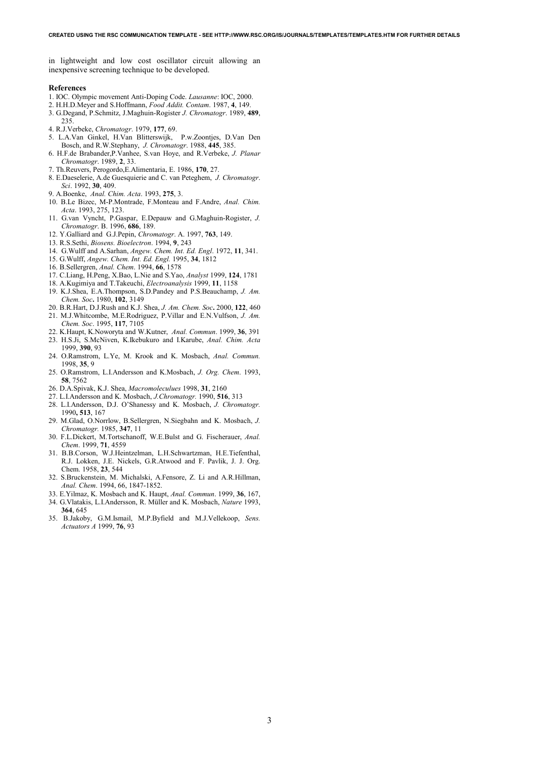in lightweight and low cost oscillator circuit allowing an inexpensive screening technique to be developed.

### References

1. IOC. Olympic movement Anti-Doping Code. *Lausanne*: IOC, 2000.
2. H.H.D.Meyer and S.Hoffmann, *Food Addit. Contam*. 1987, **4**, 149.
3. G.Degand, P.Schmitz, J.Maghuin-Rogister *J. Chromatogr*. 1989, **489**, 235.
4. R.J.Verbeke, *Chromatogr*. 1979, **177**, 69.
5. L.A.Van Ginkel, H.Van Blitterswijk, P.w.Zoontjes, D.Van Den Bosch, and R.W.Stephany, *J. Chromatogr*. 1988, **445**, 385.
6. H.F.de Brabander,P.Vanhee, S.van Hoye, and R.Verbeke, *J. Planar Chromatogr*. 1989, **2**, 33.
7. Th.Reuvers, Perogordo,E.Alimentaria, E. 1986, **170**, 27.
8. E.Daeselerie, A.de Guesquierie and C. van Peteghem, *J. Chromatogr. Sci*. 1992, **30**, 409.
9. A.Boenke, *Anal. Chim. Acta*. 1993, **275**, 3.
10. B.Le Bizec, M-P.Montrade, F.Monteau and F.Andre, *Anal. Chim. Acta*. 1993, 275, 123.
11. G.van Vyncht, P.Gaspar, E.Depauw and G.Maghuin-Rogister, *J. Chromatogr*. B. 1996, **686**, 189.
12. Y.Galliard and G.J.Pepin, *Chromatogr*. A. 1997, **763**, 149.
13. R.S.Sethi, *Biosens. Bioelectron*. 1994, **9**, 243
14. G.Wulff and A.Sarhan, *Angew. Chem. Int. Ed. Engl*. 1972, **11**, 341.
15. G.Wulff, *Angew. Chem. Int. Ed. Engl.* 1995, **34**, 1812
16. B.Sellergren, *Anal. Chem*. 1994, **66**, 1578
17. C.Liang, H.Peng, X.Bao, L.Nie and S.Yao, *Analyst* 1999, **124**, 1781
18. A.Kugimiya and T.Takeuchi, *Electroanalysis* 1999, **11**, 1158
19. K.J.Shea, E.A.Thompson, S.D.Pandey and P.S.Beauchamp, *J. Am. Chem. Soc***.** 1980, **102**, 3149
20. B.R.Hart, D.J.Rush and K.J. Shea, *J. Am. Chem. Soc***.** 2000, **122**, 460
21. M.J.Whitcombe, M.E.Rodriguez, P.Villar and E.N.Vulfson, *J. Am. Chem. Soc*. 1995, **117**, 7105
22. K.Haupt, K.Noworyta and W.Kutner, *Anal. Commun*. 1999, **36**, 391
23. H.S.Ji, S.McNiven, K.Ikebukuro and I.Karube, *Anal. Chim. Acta* 1999, **390**, 93
24. O.Ramstrom, L.Ye, M. Krook and K. Mosbach, *Anal. Commun.* 1998, **35**, 9
25. O.Ramstrom, L.I.Andersson and K.Mosbach, *J. Org. Chem*. 1993, **58**, 7562
26. D.A.Spivak, K.J. Shea, *Macromoleculues* 1998, **31**, 2160
27. L.I.Andersson and K. Mosbach, *J.Chromatogr.* 1990, **516**, 313
28. L.I.Andersson, D.J. O'Shanessy and K. Mosbach, *J. Chromatogr.* 1990**, 513**, 167
29. M.Glad, O.Norrlow, B.Sellergren, N.Siegbahn and K. Mosbach, *J. Chromatogr.* 1985, **347**, 11
30. F.L.Dickert, M.Tortschanoff, W.E.Bulst and G. Fischerauer, *Anal. Chem*. 1999, **71**, 4559
31. B.B.Corson, W.J.Heintzelman, L.H.Schwartzman, H.E.Tiefenthal, R.J. Lokken, J.E. Nickels, G.R.Atwood and F. Pavlik, J. J. Org. Chem. 1958, **23**, 544
32. S.Bruckenstein, M. Michalski, A.Fensore, Z. Li and A.R.Hillman, *Anal. Chem*. 1994, 66, 1847-1852.
33. E.Yilmaz, K. Mosbach and K. Haupt, *Anal. Commun*. 1999, **36**, 167,
34. G.Vlatakis, L.I.Andersson, R. Müller and K. Mosbach, *Nature* 1993, **364**, 645
35. B.Jakoby, G.M.Ismail, M.P.Byfield and M.J.Vellekoop, *Sens. Actuators A* 1999, **76**, 93